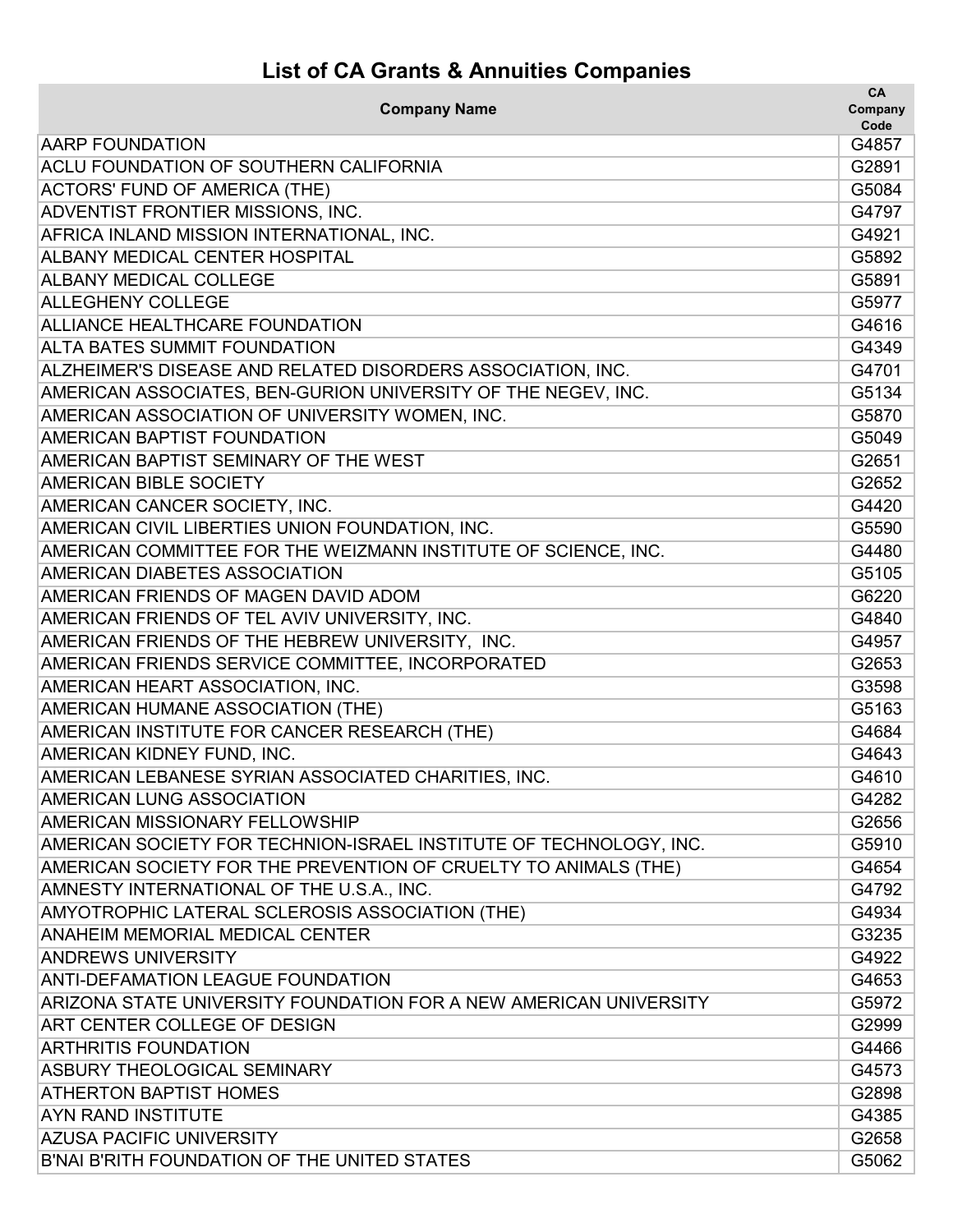# List of CA Grants & Annuities Companies

| Company Name | CA Company Code |
|---|---|
| AARP FOUNDATION | G4857 |
| ACLU FOUNDATION OF SOUTHERN CALIFORNIA | G2891 |
| ACTORS' FUND OF AMERICA (THE) | G5084 |
| ADVENTIST FRONTIER MISSIONS, INC. | G4797 |
| AFRICA INLAND MISSION INTERNATIONAL, INC. | G4921 |
| ALBANY MEDICAL CENTER HOSPITAL | G5892 |
| ALBANY MEDICAL COLLEGE | G5891 |
| ALLEGHENY COLLEGE | G5977 |
| ALLIANCE HEALTHCARE FOUNDATION | G4616 |
| ALTA BATES SUMMIT FOUNDATION | G4349 |
| ALZHEIMER'S DISEASE AND RELATED DISORDERS ASSOCIATION, INC. | G4701 |
| AMERICAN ASSOCIATES, BEN-GURION UNIVERSITY OF THE NEGEV, INC. | G5134 |
| AMERICAN ASSOCIATION OF UNIVERSITY WOMEN, INC. | G5870 |
| AMERICAN BAPTIST FOUNDATION | G5049 |
| AMERICAN BAPTIST SEMINARY OF THE WEST | G2651 |
| AMERICAN BIBLE SOCIETY | G2652 |
| AMERICAN CANCER SOCIETY, INC. | G4420 |
| AMERICAN CIVIL LIBERTIES UNION FOUNDATION, INC. | G5590 |
| AMERICAN COMMITTEE FOR THE WEIZMANN INSTITUTE OF SCIENCE, INC. | G4480 |
| AMERICAN DIABETES ASSOCIATION | G5105 |
| AMERICAN FRIENDS OF MAGEN DAVID ADOM | G6220 |
| AMERICAN FRIENDS OF TEL AVIV UNIVERSITY, INC. | G4840 |
| AMERICAN FRIENDS OF THE HEBREW UNIVERSITY,  INC. | G4957 |
| AMERICAN FRIENDS SERVICE COMMITTEE, INCORPORATED | G2653 |
| AMERICAN HEART ASSOCIATION, INC. | G3598 |
| AMERICAN HUMANE ASSOCIATION (THE) | G5163 |
| AMERICAN INSTITUTE FOR CANCER RESEARCH (THE) | G4684 |
| AMERICAN KIDNEY FUND, INC. | G4643 |
| AMERICAN LEBANESE SYRIAN ASSOCIATED CHARITIES, INC. | G4610 |
| AMERICAN LUNG ASSOCIATION | G4282 |
| AMERICAN MISSIONARY FELLOWSHIP | G2656 |
| AMERICAN SOCIETY FOR TECHNION-ISRAEL INSTITUTE OF TECHNOLOGY, INC. | G5910 |
| AMERICAN SOCIETY FOR THE PREVENTION OF CRUELTY TO ANIMALS (THE) | G4654 |
| AMNESTY INTERNATIONAL OF THE U.S.A., INC. | G4792 |
| AMYOTROPHIC LATERAL SCLEROSIS ASSOCIATION (THE) | G4934 |
| ANAHEIM MEMORIAL MEDICAL CENTER | G3235 |
| ANDREWS UNIVERSITY | G4922 |
| ANTI-DEFAMATION LEAGUE FOUNDATION | G4653 |
| ARIZONA STATE UNIVERSITY FOUNDATION FOR A NEW AMERICAN UNIVERSITY | G5972 |
| ART CENTER COLLEGE OF DESIGN | G2999 |
| ARTHRITIS FOUNDATION | G4466 |
| ASBURY THEOLOGICAL SEMINARY | G4573 |
| ATHERTON BAPTIST HOMES | G2898 |
| AYN RAND INSTITUTE | G4385 |
| AZUSA PACIFIC UNIVERSITY | G2658 |
| B'NAI B'RITH FOUNDATION OF THE UNITED STATES | G5062 |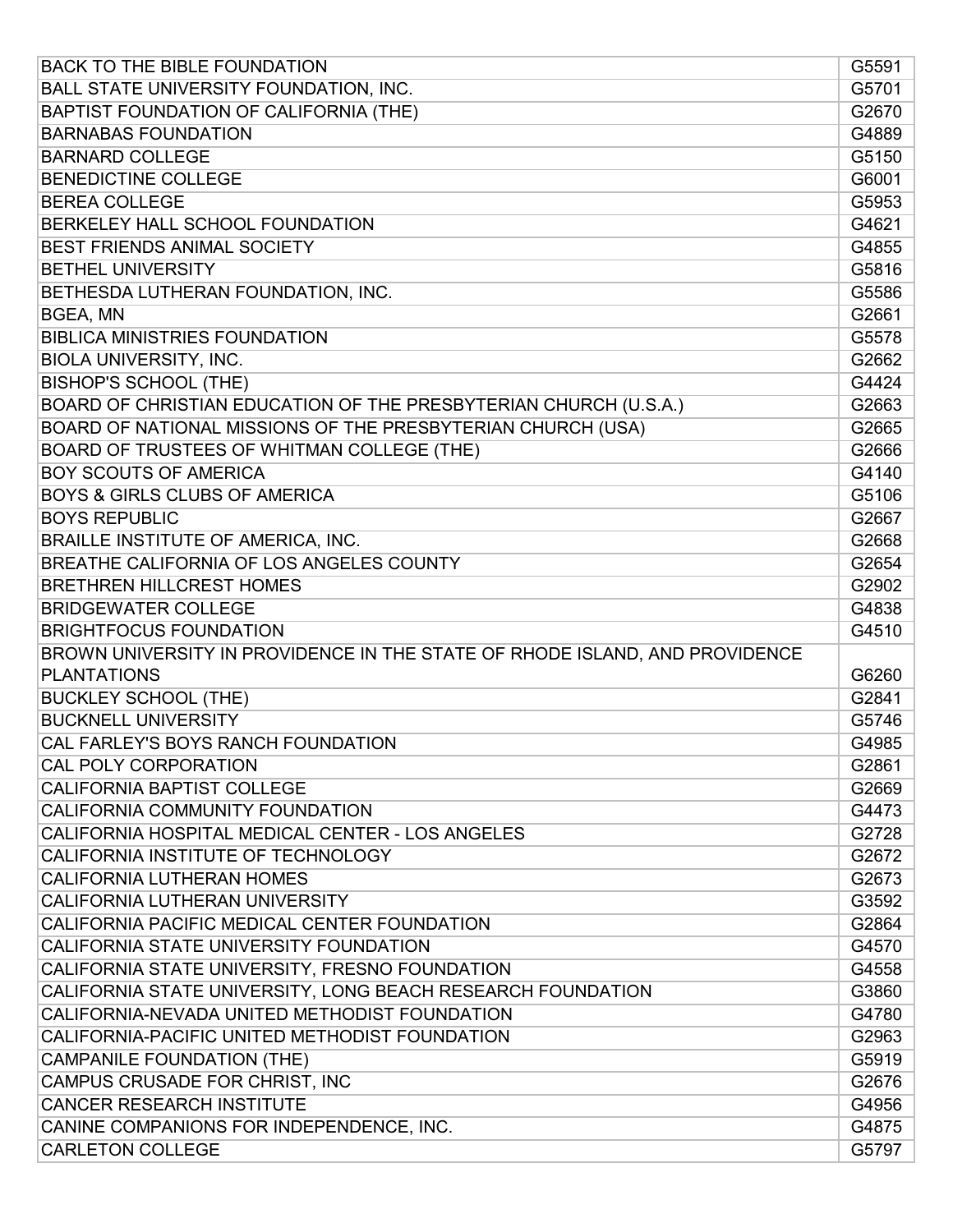| | |
|---|---|
| BACK TO THE BIBLE FOUNDATION | G5591 |
| BALL STATE UNIVERSITY FOUNDATION, INC. | G5701 |
| BAPTIST FOUNDATION OF CALIFORNIA (THE) | G2670 |
| BARNABAS FOUNDATION | G4889 |
| BARNARD COLLEGE | G5150 |
| BENEDICTINE COLLEGE | G6001 |
| BEREA COLLEGE | G5953 |
| BERKELEY HALL SCHOOL FOUNDATION | G4621 |
| BEST FRIENDS ANIMAL SOCIETY | G4855 |
| BETHEL UNIVERSITY | G5816 |
| BETHESDA LUTHERAN FOUNDATION, INC. | G5586 |
| BGEA, MN | G2661 |
| BIBLICA MINISTRIES FOUNDATION | G5578 |
| BIOLA UNIVERSITY, INC. | G2662 |
| BISHOP'S SCHOOL (THE) | G4424 |
| BOARD OF CHRISTIAN EDUCATION OF THE PRESBYTERIAN CHURCH (U.S.A.) | G2663 |
| BOARD OF NATIONAL MISSIONS OF THE PRESBYTERIAN CHURCH (USA) | G2665 |
| BOARD OF TRUSTEES OF WHITMAN COLLEGE (THE) | G2666 |
| BOY SCOUTS OF AMERICA | G4140 |
| BOYS & GIRLS CLUBS OF AMERICA | G5106 |
| BOYS REPUBLIC | G2667 |
| BRAILLE INSTITUTE OF AMERICA, INC. | G2668 |
| BREATHE CALIFORNIA OF LOS ANGELES COUNTY | G2654 |
| BRETHREN HILLCREST HOMES | G2902 |
| BRIDGEWATER COLLEGE | G4838 |
| BRIGHTFOCUS FOUNDATION | G4510 |
| BROWN UNIVERSITY IN PROVIDENCE IN THE STATE OF RHODE ISLAND, AND PROVIDENCE PLANTATIONS | G6260 |
| BUCKLEY SCHOOL (THE) | G2841 |
| BUCKNELL UNIVERSITY | G5746 |
| CAL FARLEY'S BOYS RANCH FOUNDATION | G4985 |
| CAL POLY CORPORATION | G2861 |
| CALIFORNIA BAPTIST COLLEGE | G2669 |
| CALIFORNIA COMMUNITY FOUNDATION | G4473 |
| CALIFORNIA HOSPITAL MEDICAL CENTER - LOS ANGELES | G2728 |
| CALIFORNIA INSTITUTE OF TECHNOLOGY | G2672 |
| CALIFORNIA LUTHERAN HOMES | G2673 |
| CALIFORNIA LUTHERAN UNIVERSITY | G3592 |
| CALIFORNIA PACIFIC MEDICAL CENTER FOUNDATION | G2864 |
| CALIFORNIA STATE UNIVERSITY FOUNDATION | G4570 |
| CALIFORNIA STATE UNIVERSITY, FRESNO FOUNDATION | G4558 |
| CALIFORNIA STATE UNIVERSITY, LONG BEACH RESEARCH FOUNDATION | G3860 |
| CALIFORNIA-NEVADA UNITED METHODIST FOUNDATION | G4780 |
| CALIFORNIA-PACIFIC UNITED METHODIST FOUNDATION | G2963 |
| CAMPANILE FOUNDATION (THE) | G5919 |
| CAMPUS CRUSADE FOR CHRIST, INC | G2676 |
| CANCER RESEARCH INSTITUTE | G4956 |
| CANINE COMPANIONS FOR INDEPENDENCE, INC. | G4875 |
| CARLETON COLLEGE | G5797 |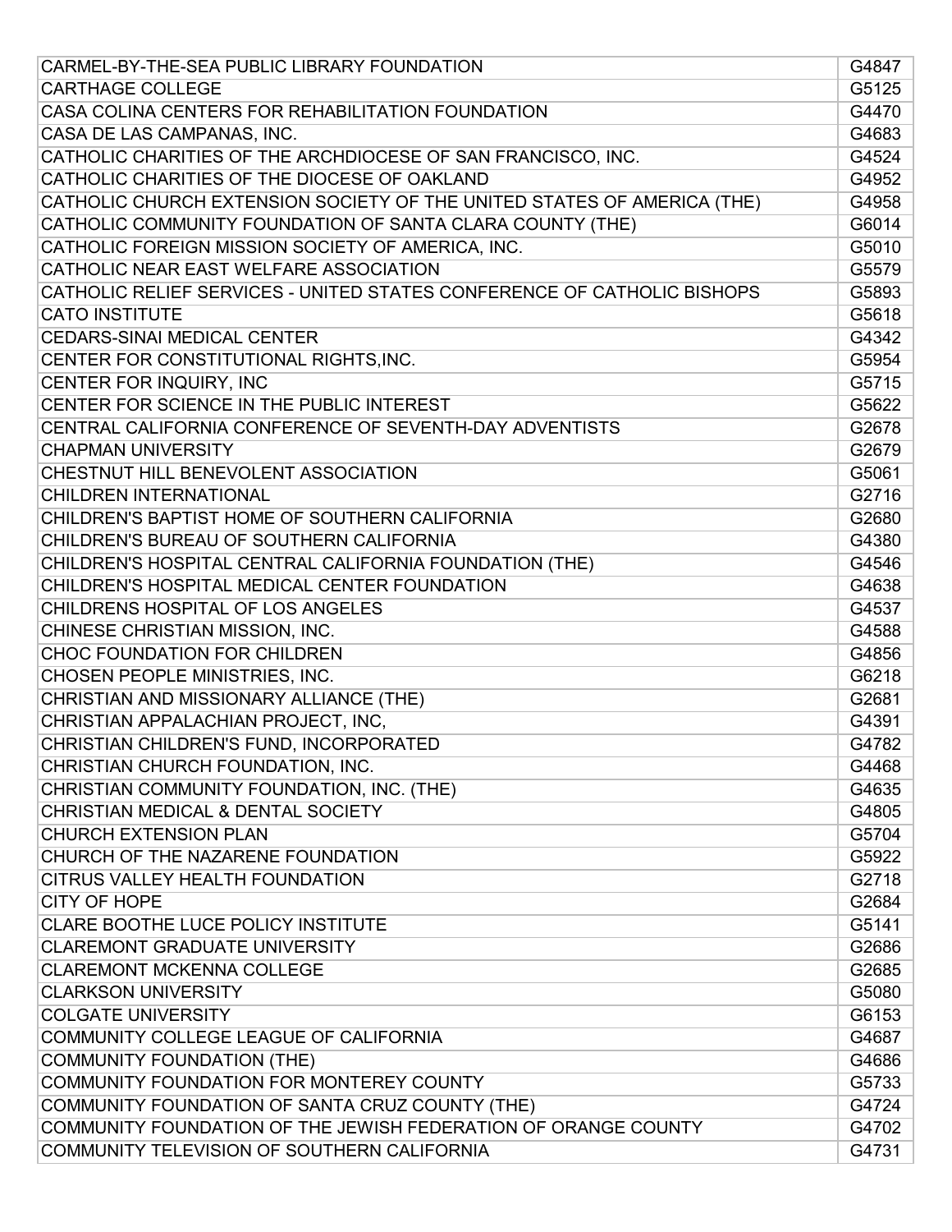| | |
|---|---|
| CARMEL-BY-THE-SEA PUBLIC LIBRARY FOUNDATION | G4847 |
| CARTHAGE COLLEGE | G5125 |
| CASA COLINA CENTERS FOR REHABILITATION FOUNDATION | G4470 |
| CASA DE LAS CAMPANAS, INC. | G4683 |
| CATHOLIC CHARITIES OF THE ARCHDIOCESE OF SAN FRANCISCO, INC. | G4524 |
| CATHOLIC CHARITIES OF THE DIOCESE OF OAKLAND | G4952 |
| CATHOLIC CHURCH EXTENSION SOCIETY OF THE UNITED STATES OF AMERICA (THE) | G4958 |
| CATHOLIC COMMUNITY FOUNDATION OF SANTA CLARA COUNTY (THE) | G6014 |
| CATHOLIC FOREIGN MISSION SOCIETY OF AMERICA, INC. | G5010 |
| CATHOLIC NEAR EAST WELFARE ASSOCIATION | G5579 |
| CATHOLIC RELIEF SERVICES - UNITED STATES CONFERENCE OF CATHOLIC BISHOPS | G5893 |
| CATO INSTITUTE | G5618 |
| CEDARS-SINAI MEDICAL CENTER | G4342 |
| CENTER FOR CONSTITUTIONAL RIGHTS,INC. | G5954 |
| CENTER FOR INQUIRY, INC | G5715 |
| CENTER FOR SCIENCE IN THE PUBLIC INTEREST | G5622 |
| CENTRAL CALIFORNIA CONFERENCE OF SEVENTH-DAY ADVENTISTS | G2678 |
| CHAPMAN UNIVERSITY | G2679 |
| CHESTNUT HILL BENEVOLENT ASSOCIATION | G5061 |
| CHILDREN INTERNATIONAL | G2716 |
| CHILDREN'S BAPTIST HOME OF SOUTHERN CALIFORNIA | G2680 |
| CHILDREN'S BUREAU OF SOUTHERN CALIFORNIA | G4380 |
| CHILDREN'S HOSPITAL CENTRAL CALIFORNIA FOUNDATION (THE) | G4546 |
| CHILDREN'S HOSPITAL MEDICAL CENTER FOUNDATION | G4638 |
| CHILDRENS HOSPITAL OF LOS ANGELES | G4537 |
| CHINESE CHRISTIAN MISSION, INC. | G4588 |
| CHOC FOUNDATION FOR CHILDREN | G4856 |
| CHOSEN PEOPLE MINISTRIES, INC. | G6218 |
| CHRISTIAN AND MISSIONARY ALLIANCE (THE) | G2681 |
| CHRISTIAN APPALACHIAN PROJECT, INC, | G4391 |
| CHRISTIAN CHILDREN'S FUND, INCORPORATED | G4782 |
| CHRISTIAN CHURCH FOUNDATION, INC. | G4468 |
| CHRISTIAN COMMUNITY FOUNDATION, INC. (THE) | G4635 |
| CHRISTIAN MEDICAL & DENTAL SOCIETY | G4805 |
| CHURCH EXTENSION PLAN | G5704 |
| CHURCH OF THE NAZARENE FOUNDATION | G5922 |
| CITRUS VALLEY HEALTH FOUNDATION | G2718 |
| CITY OF HOPE | G2684 |
| CLARE BOOTHE LUCE POLICY INSTITUTE | G5141 |
| CLAREMONT GRADUATE UNIVERSITY | G2686 |
| CLAREMONT MCKENNA COLLEGE | G2685 |
| CLARKSON UNIVERSITY | G5080 |
| COLGATE UNIVERSITY | G6153 |
| COMMUNITY COLLEGE LEAGUE OF CALIFORNIA | G4687 |
| COMMUNITY FOUNDATION (THE) | G4686 |
| COMMUNITY FOUNDATION FOR MONTEREY COUNTY | G5733 |
| COMMUNITY FOUNDATION OF SANTA CRUZ COUNTY (THE) | G4724 |
| COMMUNITY FOUNDATION OF THE JEWISH FEDERATION OF ORANGE COUNTY | G4702 |
| COMMUNITY TELEVISION OF SOUTHERN CALIFORNIA | G4731 |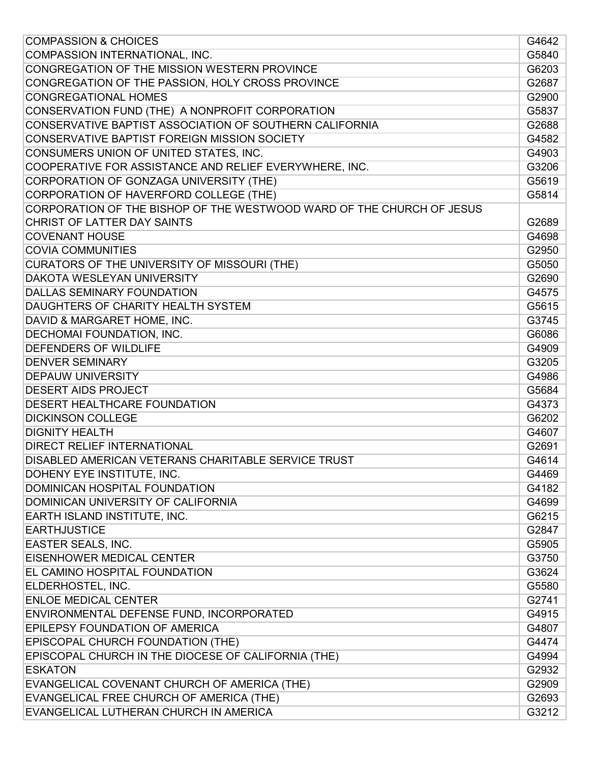| | |
|---|---|
| COMPASSION & CHOICES | G4642 |
| COMPASSION INTERNATIONAL, INC. | G5840 |
| CONGREGATION OF THE MISSION WESTERN PROVINCE | G6203 |
| CONGREGATION OF THE PASSION, HOLY CROSS PROVINCE | G2687 |
| CONGREGATIONAL HOMES | G2900 |
| CONSERVATION FUND (THE) A NONPROFIT CORPORATION | G5837 |
| CONSERVATIVE BAPTIST ASSOCIATION OF SOUTHERN CALIFORNIA | G2688 |
| CONSERVATIVE BAPTIST FOREIGN MISSION SOCIETY | G4582 |
| CONSUMERS UNION OF UNITED STATES, INC. | G4903 |
| COOPERATIVE FOR ASSISTANCE AND RELIEF EVERYWHERE, INC. | G3206 |
| CORPORATION OF GONZAGA UNIVERSITY (THE) | G5619 |
| CORPORATION OF HAVERFORD COLLEGE (THE) | G5814 |
| CORPORATION OF THE BISHOP OF THE WESTWOOD WARD OF THE CHURCH OF JESUS CHRIST OF LATTER DAY SAINTS | G2689 |
| COVENANT HOUSE | G4698 |
| COVIA COMMUNITIES | G2950 |
| CURATORS OF THE UNIVERSITY OF MISSOURI (THE) | G5050 |
| DAKOTA WESLEYAN UNIVERSITY | G2690 |
| DALLAS SEMINARY FOUNDATION | G4575 |
| DAUGHTERS OF CHARITY HEALTH SYSTEM | G5615 |
| DAVID & MARGARET HOME, INC. | G3745 |
| DECHOMAI FOUNDATION, INC. | G6086 |
| DEFENDERS OF WILDLIFE | G4909 |
| DENVER SEMINARY | G3205 |
| DEPAUW UNIVERSITY | G4986 |
| DESERT AIDS PROJECT | G5684 |
| DESERT HEALTHCARE FOUNDATION | G4373 |
| DICKINSON COLLEGE | G6202 |
| DIGNITY HEALTH | G4607 |
| DIRECT RELIEF INTERNATIONAL | G2691 |
| DISABLED AMERICAN VETERANS CHARITABLE SERVICE TRUST | G4614 |
| DOHENY EYE INSTITUTE, INC. | G4469 |
| DOMINICAN HOSPITAL FOUNDATION | G4182 |
| DOMINICAN UNIVERSITY OF CALIFORNIA | G4699 |
| EARTH ISLAND INSTITUTE, INC. | G6215 |
| EARTHJUSTICE | G2847 |
| EASTER SEALS, INC. | G5905 |
| EISENHOWER MEDICAL CENTER | G3750 |
| EL CAMINO HOSPITAL FOUNDATION | G3624 |
| ELDERHOSTEL, INC. | G5580 |
| ENLOE MEDICAL CENTER | G2741 |
| ENVIRONMENTAL DEFENSE FUND, INCORPORATED | G4915 |
| EPILEPSY FOUNDATION OF AMERICA | G4807 |
| EPISCOPAL CHURCH FOUNDATION (THE) | G4474 |
| EPISCOPAL CHURCH IN THE DIOCESE OF CALIFORNIA (THE) | G4994 |
| ESKATON | G2932 |
| EVANGELICAL COVENANT CHURCH OF AMERICA (THE) | G2909 |
| EVANGELICAL FREE CHURCH OF AMERICA (THE) | G2693 |
| EVANGELICAL LUTHERAN CHURCH IN AMERICA | G3212 |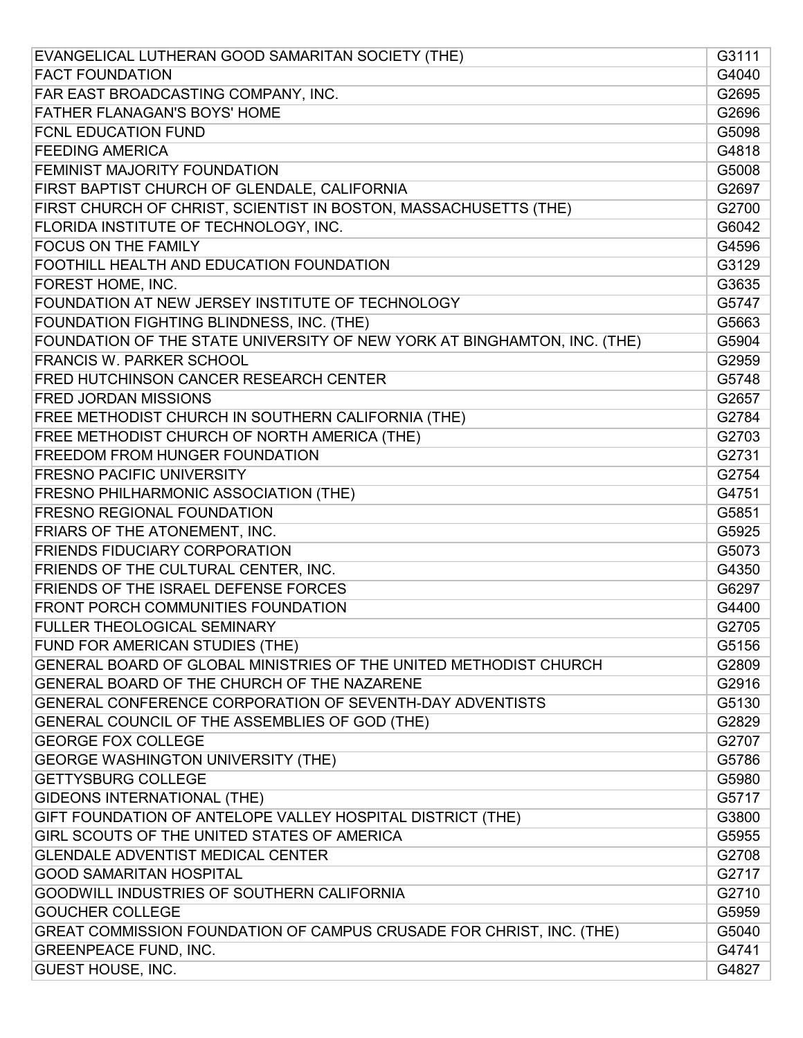| | |
|---|---|
| EVANGELICAL LUTHERAN GOOD SAMARITAN SOCIETY (THE) | G3111 |
| FACT FOUNDATION | G4040 |
| FAR EAST BROADCASTING COMPANY, INC. | G2695 |
| FATHER FLANAGAN'S BOYS' HOME | G2696 |
| FCNL EDUCATION FUND | G5098 |
| FEEDING AMERICA | G4818 |
| FEMINIST MAJORITY FOUNDATION | G5008 |
| FIRST BAPTIST CHURCH OF GLENDALE, CALIFORNIA | G2697 |
| FIRST CHURCH OF CHRIST, SCIENTIST IN BOSTON, MASSACHUSETTS (THE) | G2700 |
| FLORIDA INSTITUTE OF TECHNOLOGY, INC. | G6042 |
| FOCUS ON THE FAMILY | G4596 |
| FOOTHILL HEALTH AND EDUCATION FOUNDATION | G3129 |
| FOREST HOME, INC. | G3635 |
| FOUNDATION AT NEW JERSEY INSTITUTE OF TECHNOLOGY | G5747 |
| FOUNDATION FIGHTING BLINDNESS, INC. (THE) | G5663 |
| FOUNDATION OF THE STATE UNIVERSITY OF NEW YORK AT BINGHAMTON, INC. (THE) | G5904 |
| FRANCIS W. PARKER SCHOOL | G2959 |
| FRED HUTCHINSON CANCER RESEARCH CENTER | G5748 |
| FRED JORDAN MISSIONS | G2657 |
| FREE METHODIST CHURCH IN SOUTHERN CALIFORNIA (THE) | G2784 |
| FREE METHODIST CHURCH OF NORTH AMERICA (THE) | G2703 |
| FREEDOM FROM HUNGER FOUNDATION | G2731 |
| FRESNO PACIFIC UNIVERSITY | G2754 |
| FRESNO PHILHARMONIC ASSOCIATION (THE) | G4751 |
| FRESNO REGIONAL FOUNDATION | G5851 |
| FRIARS OF THE ATONEMENT, INC. | G5925 |
| FRIENDS FIDUCIARY CORPORATION | G5073 |
| FRIENDS OF THE CULTURAL CENTER, INC. | G4350 |
| FRIENDS OF THE ISRAEL DEFENSE FORCES | G6297 |
| FRONT PORCH COMMUNITIES FOUNDATION | G4400 |
| FULLER THEOLOGICAL SEMINARY | G2705 |
| FUND FOR AMERICAN STUDIES (THE) | G5156 |
| GENERAL BOARD OF GLOBAL MINISTRIES OF THE UNITED METHODIST CHURCH | G2809 |
| GENERAL BOARD OF THE CHURCH OF THE NAZARENE | G2916 |
| GENERAL CONFERENCE CORPORATION OF SEVENTH-DAY ADVENTISTS | G5130 |
| GENERAL COUNCIL OF THE ASSEMBLIES OF GOD (THE) | G2829 |
| GEORGE FOX COLLEGE | G2707 |
| GEORGE WASHINGTON UNIVERSITY (THE) | G5786 |
| GETTYSBURG COLLEGE | G5980 |
| GIDEONS INTERNATIONAL (THE) | G5717 |
| GIFT FOUNDATION OF ANTELOPE VALLEY HOSPITAL DISTRICT (THE) | G3800 |
| GIRL SCOUTS OF THE UNITED STATES OF AMERICA | G5955 |
| GLENDALE ADVENTIST MEDICAL CENTER | G2708 |
| GOOD SAMARITAN HOSPITAL | G2717 |
| GOODWILL INDUSTRIES OF SOUTHERN CALIFORNIA | G2710 |
| GOUCHER COLLEGE | G5959 |
| GREAT COMMISSION FOUNDATION OF CAMPUS CRUSADE FOR CHRIST, INC. (THE) | G5040 |
| GREENPEACE FUND, INC. | G4741 |
| GUEST HOUSE, INC. | G4827 |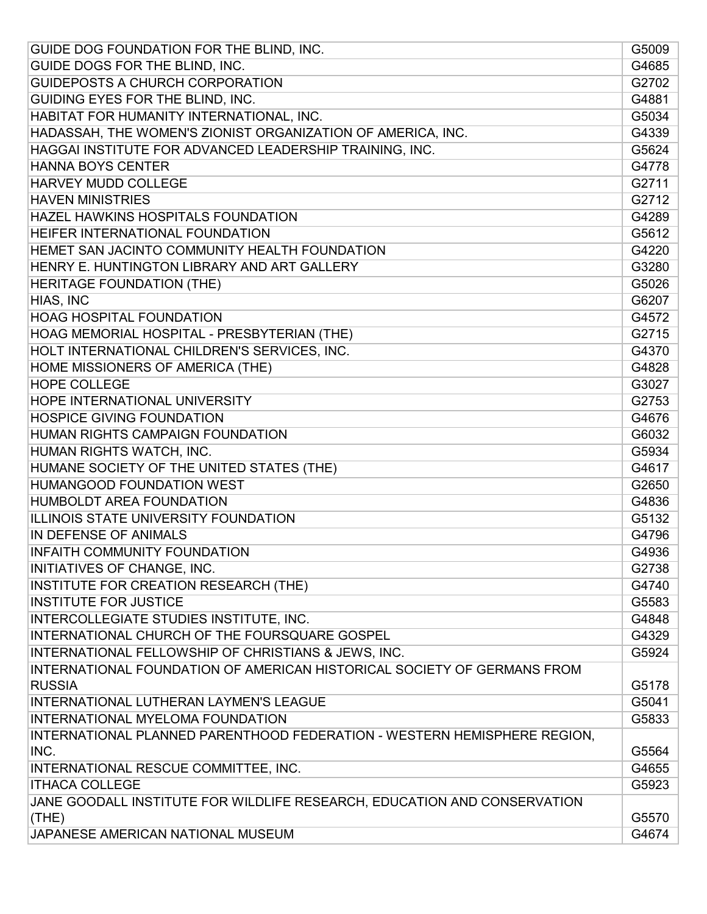| | |
|---|---|
| GUIDE DOG FOUNDATION FOR THE BLIND, INC. | G5009 |
| GUIDE DOGS FOR THE BLIND, INC. | G4685 |
| GUIDEPOSTS A CHURCH CORPORATION | G2702 |
| GUIDING EYES FOR THE BLIND, INC. | G4881 |
| HABITAT FOR HUMANITY INTERNATIONAL, INC. | G5034 |
| HADASSAH, THE WOMEN'S ZIONIST ORGANIZATION OF AMERICA, INC. | G4339 |
| HAGGAI INSTITUTE FOR ADVANCED LEADERSHIP TRAINING, INC. | G5624 |
| HANNA BOYS CENTER | G4778 |
| HARVEY MUDD COLLEGE | G2711 |
| HAVEN MINISTRIES | G2712 |
| HAZEL HAWKINS HOSPITALS FOUNDATION | G4289 |
| HEIFER INTERNATIONAL FOUNDATION | G5612 |
| HEMET SAN JACINTO COMMUNITY HEALTH FOUNDATION | G4220 |
| HENRY E. HUNTINGTON LIBRARY AND ART GALLERY | G3280 |
| HERITAGE FOUNDATION (THE) | G5026 |
| HIAS, INC | G6207 |
| HOAG HOSPITAL FOUNDATION | G4572 |
| HOAG MEMORIAL HOSPITAL - PRESBYTERIAN (THE) | G2715 |
| HOLT INTERNATIONAL CHILDREN'S SERVICES, INC. | G4370 |
| HOME MISSIONERS OF AMERICA (THE) | G4828 |
| HOPE COLLEGE | G3027 |
| HOPE INTERNATIONAL UNIVERSITY | G2753 |
| HOSPICE GIVING FOUNDATION | G4676 |
| HUMAN RIGHTS CAMPAIGN FOUNDATION | G6032 |
| HUMAN RIGHTS WATCH, INC. | G5934 |
| HUMANE SOCIETY OF THE UNITED STATES (THE) | G4617 |
| HUMANGOOD FOUNDATION WEST | G2650 |
| HUMBOLDT AREA FOUNDATION | G4836 |
| ILLINOIS STATE UNIVERSITY FOUNDATION | G5132 |
| IN DEFENSE OF ANIMALS | G4796 |
| INFAITH COMMUNITY FOUNDATION | G4936 |
| INITIATIVES OF CHANGE, INC. | G2738 |
| INSTITUTE FOR CREATION RESEARCH (THE) | G4740 |
| INSTITUTE FOR JUSTICE | G5583 |
| INTERCOLLEGIATE STUDIES INSTITUTE, INC. | G4848 |
| INTERNATIONAL CHURCH OF THE FOURSQUARE GOSPEL | G4329 |
| INTERNATIONAL FELLOWSHIP OF CHRISTIANS & JEWS, INC. | G5924 |
| INTERNATIONAL FOUNDATION OF AMERICAN HISTORICAL SOCIETY OF GERMANS FROM RUSSIA | G5178 |
| INTERNATIONAL LUTHERAN LAYMEN'S LEAGUE | G5041 |
| INTERNATIONAL MYELOMA FOUNDATION | G5833 |
| INTERNATIONAL PLANNED PARENTHOOD FEDERATION - WESTERN HEMISPHERE REGION, INC. | G5564 |
| INTERNATIONAL RESCUE COMMITTEE, INC. | G4655 |
| ITHACA COLLEGE | G5923 |
| JANE GOODALL INSTITUTE FOR WILDLIFE RESEARCH, EDUCATION AND CONSERVATION (THE) | G5570 |
| JAPANESE AMERICAN NATIONAL MUSEUM | G4674 |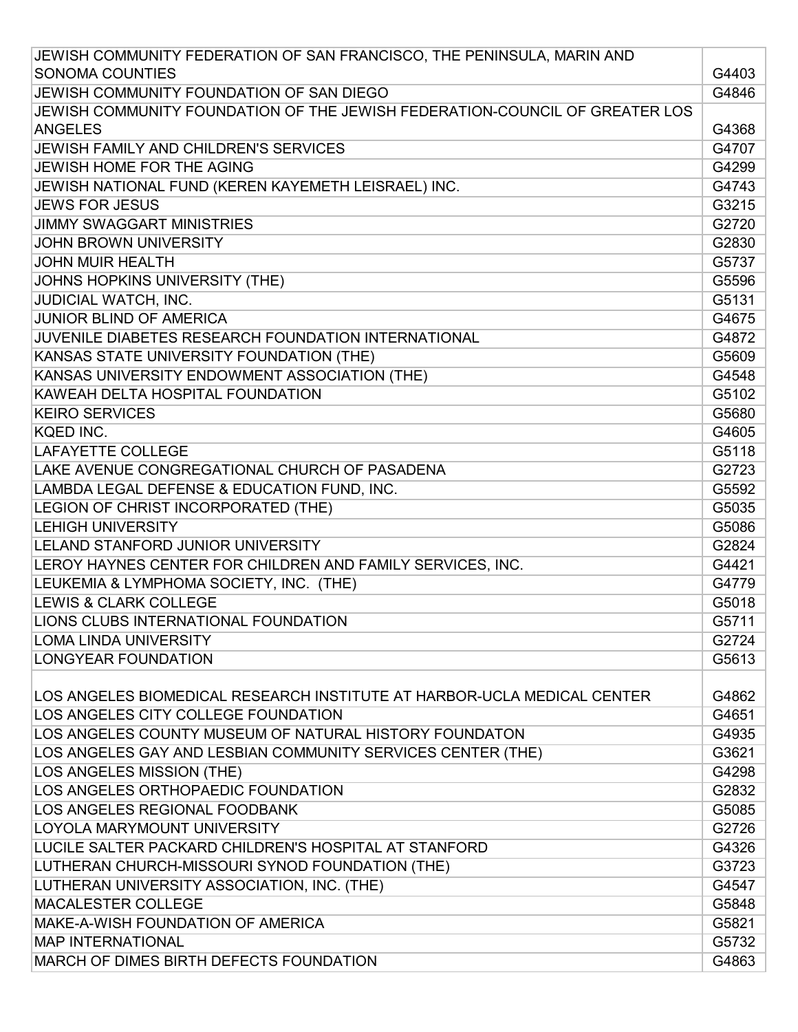| | |
|---|---|
| JEWISH COMMUNITY FEDERATION OF SAN FRANCISCO, THE PENINSULA, MARIN AND SONOMA COUNTIES | G4403 |
| JEWISH COMMUNITY FOUNDATION OF SAN DIEGO | G4846 |
| JEWISH COMMUNITY FOUNDATION OF THE JEWISH FEDERATION-COUNCIL OF GREATER LOS ANGELES | G4368 |
| JEWISH FAMILY AND CHILDREN'S SERVICES | G4707 |
| JEWISH HOME FOR THE AGING | G4299 |
| JEWISH NATIONAL FUND (KEREN KAYEMETH LEISRAEL) INC. | G4743 |
| JEWS FOR JESUS | G3215 |
| JIMMY SWAGGART MINISTRIES | G2720 |
| JOHN BROWN UNIVERSITY | G2830 |
| JOHN MUIR HEALTH | G5737 |
| JOHNS HOPKINS UNIVERSITY (THE) | G5596 |
| JUDICIAL WATCH, INC. | G5131 |
| JUNIOR BLIND OF AMERICA | G4675 |
| JUVENILE DIABETES RESEARCH FOUNDATION INTERNATIONAL | G4872 |
| KANSAS STATE UNIVERSITY FOUNDATION (THE) | G5609 |
| KANSAS UNIVERSITY ENDOWMENT ASSOCIATION (THE) | G4548 |
| KAWEAH DELTA HOSPITAL FOUNDATION | G5102 |
| KEIRO SERVICES | G5680 |
| KQED INC. | G4605 |
| LAFAYETTE COLLEGE | G5118 |
| LAKE AVENUE CONGREGATIONAL CHURCH OF PASADENA | G2723 |
| LAMBDA LEGAL DEFENSE & EDUCATION FUND, INC. | G5592 |
| LEGION OF CHRIST INCORPORATED (THE) | G5035 |
| LEHIGH UNIVERSITY | G5086 |
| LELAND STANFORD JUNIOR UNIVERSITY | G2824 |
| LEROY HAYNES CENTER FOR CHILDREN AND FAMILY SERVICES, INC. | G4421 |
| LEUKEMIA & LYMPHOMA SOCIETY, INC. (THE) | G4779 |
| LEWIS & CLARK COLLEGE | G5018 |
| LIONS CLUBS INTERNATIONAL FOUNDATION | G5711 |
| LOMA LINDA UNIVERSITY | G2724 |
| LONGYEAR FOUNDATION | G5613 |
| LOS ANGELES BIOMEDICAL RESEARCH INSTITUTE AT HARBOR-UCLA MEDICAL CENTER | G4862 |
| LOS ANGELES CITY COLLEGE FOUNDATION | G4651 |
| LOS ANGELES COUNTY MUSEUM OF NATURAL HISTORY FOUNDATON | G4935 |
| LOS ANGELES GAY AND LESBIAN COMMUNITY SERVICES CENTER (THE) | G3621 |
| LOS ANGELES MISSION (THE) | G4298 |
| LOS ANGELES ORTHOPAEDIC FOUNDATION | G2832 |
| LOS ANGELES REGIONAL FOODBANK | G5085 |
| LOYOLA MARYMOUNT UNIVERSITY | G2726 |
| LUCILE SALTER PACKARD CHILDREN'S HOSPITAL AT STANFORD | G4326 |
| LUTHERAN CHURCH-MISSOURI SYNOD FOUNDATION (THE) | G3723 |
| LUTHERAN UNIVERSITY ASSOCIATION, INC. (THE) | G4547 |
| MACALESTER COLLEGE | G5848 |
| MAKE-A-WISH FOUNDATION OF AMERICA | G5821 |
| MAP INTERNATIONAL | G5732 |
| MARCH OF DIMES BIRTH DEFECTS FOUNDATION | G4863 |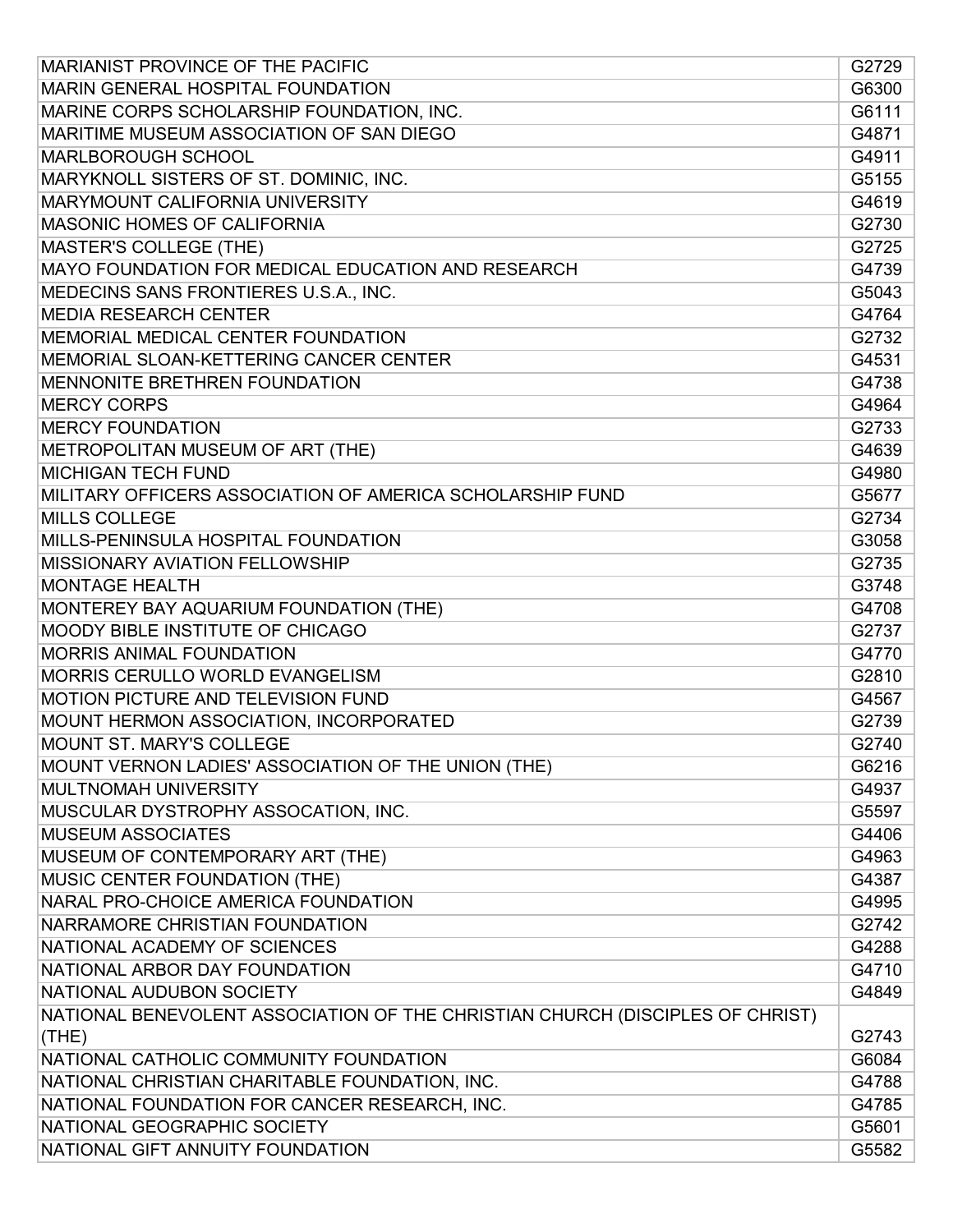| | |
|---|---|
| MARIANIST PROVINCE OF THE PACIFIC | G2729 |
| MARIN GENERAL HOSPITAL FOUNDATION | G6300 |
| MARINE CORPS SCHOLARSHIP FOUNDATION, INC. | G6111 |
| MARITIME MUSEUM ASSOCIATION OF SAN DIEGO | G4871 |
| MARLBOROUGH SCHOOL | G4911 |
| MARYKNOLL SISTERS OF ST. DOMINIC, INC. | G5155 |
| MARYMOUNT CALIFORNIA UNIVERSITY | G4619 |
| MASONIC HOMES OF CALIFORNIA | G2730 |
| MASTER'S COLLEGE (THE) | G2725 |
| MAYO FOUNDATION FOR MEDICAL EDUCATION AND RESEARCH | G4739 |
| MEDECINS SANS FRONTIERES U.S.A., INC. | G5043 |
| MEDIA RESEARCH CENTER | G4764 |
| MEMORIAL MEDICAL CENTER FOUNDATION | G2732 |
| MEMORIAL SLOAN-KETTERING CANCER CENTER | G4531 |
| MENNONITE BRETHREN FOUNDATION | G4738 |
| MERCY CORPS | G4964 |
| MERCY FOUNDATION | G2733 |
| METROPOLITAN MUSEUM OF ART (THE) | G4639 |
| MICHIGAN TECH FUND | G4980 |
| MILITARY OFFICERS ASSOCIATION OF AMERICA SCHOLARSHIP FUND | G5677 |
| MILLS COLLEGE | G2734 |
| MILLS-PENINSULA HOSPITAL FOUNDATION | G3058 |
| MISSIONARY AVIATION FELLOWSHIP | G2735 |
| MONTAGE HEALTH | G3748 |
| MONTEREY BAY AQUARIUM FOUNDATION (THE) | G4708 |
| MOODY BIBLE INSTITUTE OF CHICAGO | G2737 |
| MORRIS ANIMAL FOUNDATION | G4770 |
| MORRIS CERULLO WORLD EVANGELISM | G2810 |
| MOTION PICTURE AND TELEVISION FUND | G4567 |
| MOUNT HERMON ASSOCIATION, INCORPORATED | G2739 |
| MOUNT ST. MARY'S COLLEGE | G2740 |
| MOUNT VERNON LADIES' ASSOCIATION OF THE UNION (THE) | G6216 |
| MULTNOMAH UNIVERSITY | G4937 |
| MUSCULAR DYSTROPHY ASSOCATION, INC. | G5597 |
| MUSEUM ASSOCIATES | G4406 |
| MUSEUM OF CONTEMPORARY ART (THE) | G4963 |
| MUSIC CENTER FOUNDATION (THE) | G4387 |
| NARAL PRO-CHOICE AMERICA FOUNDATION | G4995 |
| NARRAMORE CHRISTIAN FOUNDATION | G2742 |
| NATIONAL ACADEMY OF SCIENCES | G4288 |
| NATIONAL ARBOR DAY FOUNDATION | G4710 |
| NATIONAL AUDUBON SOCIETY | G4849 |
| NATIONAL BENEVOLENT ASSOCIATION OF THE CHRISTIAN CHURCH (DISCIPLES OF CHRIST) (THE) | G2743 |
| NATIONAL CATHOLIC COMMUNITY FOUNDATION | G6084 |
| NATIONAL CHRISTIAN CHARITABLE FOUNDATION, INC. | G4788 |
| NATIONAL FOUNDATION FOR CANCER RESEARCH, INC. | G4785 |
| NATIONAL GEOGRAPHIC SOCIETY | G5601 |
| NATIONAL GIFT ANNUITY FOUNDATION | G5582 |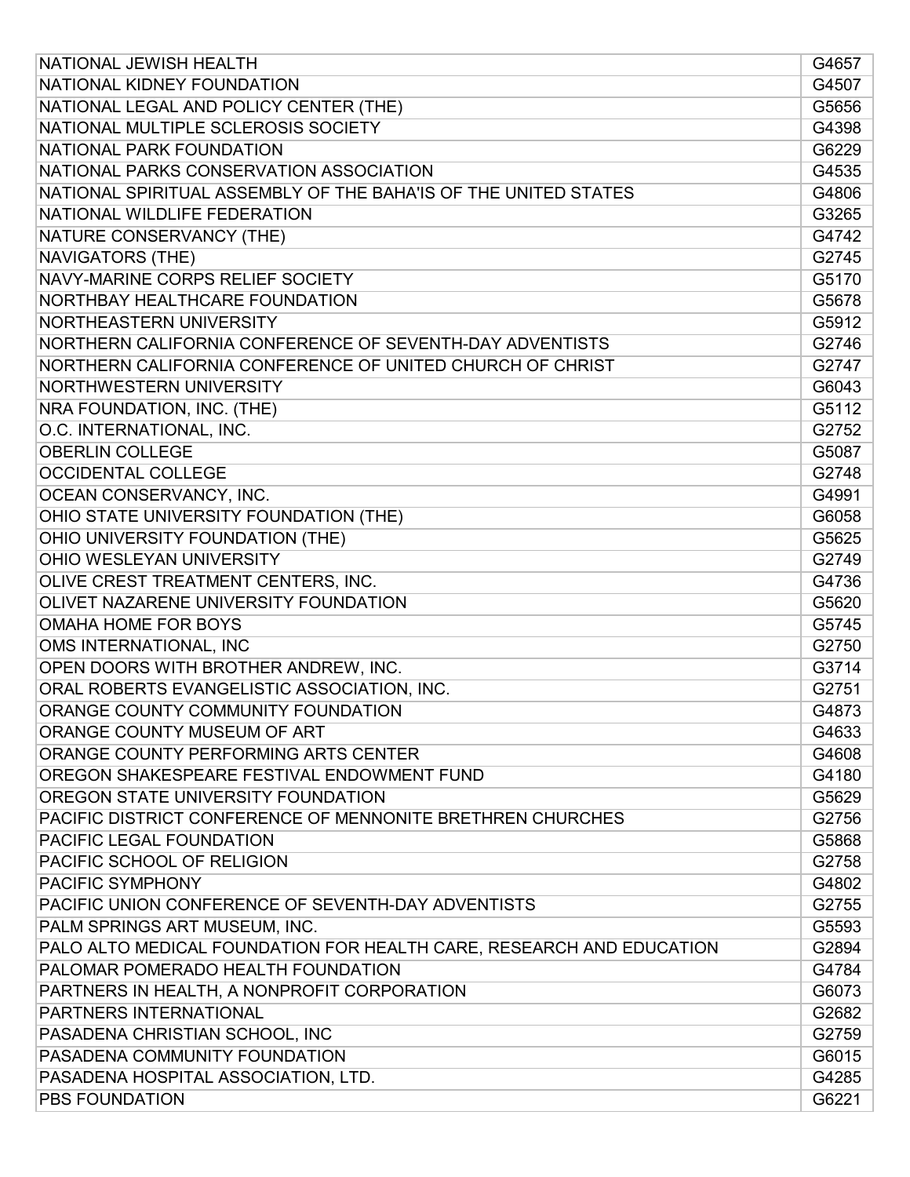| | |
|---|---|
| NATIONAL JEWISH HEALTH | G4657 |
| NATIONAL KIDNEY FOUNDATION | G4507 |
| NATIONAL LEGAL AND POLICY CENTER (THE) | G5656 |
| NATIONAL MULTIPLE SCLEROSIS SOCIETY | G4398 |
| NATIONAL PARK FOUNDATION | G6229 |
| NATIONAL PARKS CONSERVATION ASSOCIATION | G4535 |
| NATIONAL SPIRITUAL ASSEMBLY OF THE BAHA'IS OF THE UNITED STATES | G4806 |
| NATIONAL WILDLIFE FEDERATION | G3265 |
| NATURE CONSERVANCY (THE) | G4742 |
| NAVIGATORS (THE) | G2745 |
| NAVY-MARINE CORPS RELIEF SOCIETY | G5170 |
| NORTHBAY HEALTHCARE FOUNDATION | G5678 |
| NORTHEASTERN UNIVERSITY | G5912 |
| NORTHERN CALIFORNIA CONFERENCE OF SEVENTH-DAY ADVENTISTS | G2746 |
| NORTHERN CALIFORNIA CONFERENCE OF UNITED CHURCH OF CHRIST | G2747 |
| NORTHWESTERN UNIVERSITY | G6043 |
| NRA FOUNDATION, INC. (THE) | G5112 |
| O.C. INTERNATIONAL, INC. | G2752 |
| OBERLIN COLLEGE | G5087 |
| OCCIDENTAL COLLEGE | G2748 |
| OCEAN CONSERVANCY, INC. | G4991 |
| OHIO STATE UNIVERSITY FOUNDATION (THE) | G6058 |
| OHIO UNIVERSITY FOUNDATION (THE) | G5625 |
| OHIO WESLEYAN UNIVERSITY | G2749 |
| OLIVE CREST TREATMENT CENTERS, INC. | G4736 |
| OLIVET NAZARENE UNIVERSITY FOUNDATION | G5620 |
| OMAHA HOME FOR BOYS | G5745 |
| OMS INTERNATIONAL, INC | G2750 |
| OPEN DOORS WITH BROTHER ANDREW, INC. | G3714 |
| ORAL ROBERTS EVANGELISTIC ASSOCIATION, INC. | G2751 |
| ORANGE COUNTY COMMUNITY FOUNDATION | G4873 |
| ORANGE COUNTY MUSEUM OF ART | G4633 |
| ORANGE COUNTY PERFORMING ARTS CENTER | G4608 |
| OREGON SHAKESPEARE FESTIVAL ENDOWMENT FUND | G4180 |
| OREGON STATE UNIVERSITY FOUNDATION | G5629 |
| PACIFIC DISTRICT CONFERENCE OF MENNONITE BRETHREN CHURCHES | G2756 |
| PACIFIC LEGAL FOUNDATION | G5868 |
| PACIFIC SCHOOL OF RELIGION | G2758 |
| PACIFIC SYMPHONY | G4802 |
| PACIFIC UNION CONFERENCE OF SEVENTH-DAY ADVENTISTS | G2755 |
| PALM SPRINGS ART MUSEUM, INC. | G5593 |
| PALO ALTO MEDICAL FOUNDATION FOR HEALTH CARE, RESEARCH AND EDUCATION | G2894 |
| PALOMAR POMERADO HEALTH FOUNDATION | G4784 |
| PARTNERS IN HEALTH, A NONPROFIT CORPORATION | G6073 |
| PARTNERS INTERNATIONAL | G2682 |
| PASADENA CHRISTIAN SCHOOL, INC | G2759 |
| PASADENA COMMUNITY FOUNDATION | G6015 |
| PASADENA HOSPITAL ASSOCIATION, LTD. | G4285 |
| PBS FOUNDATION | G6221 |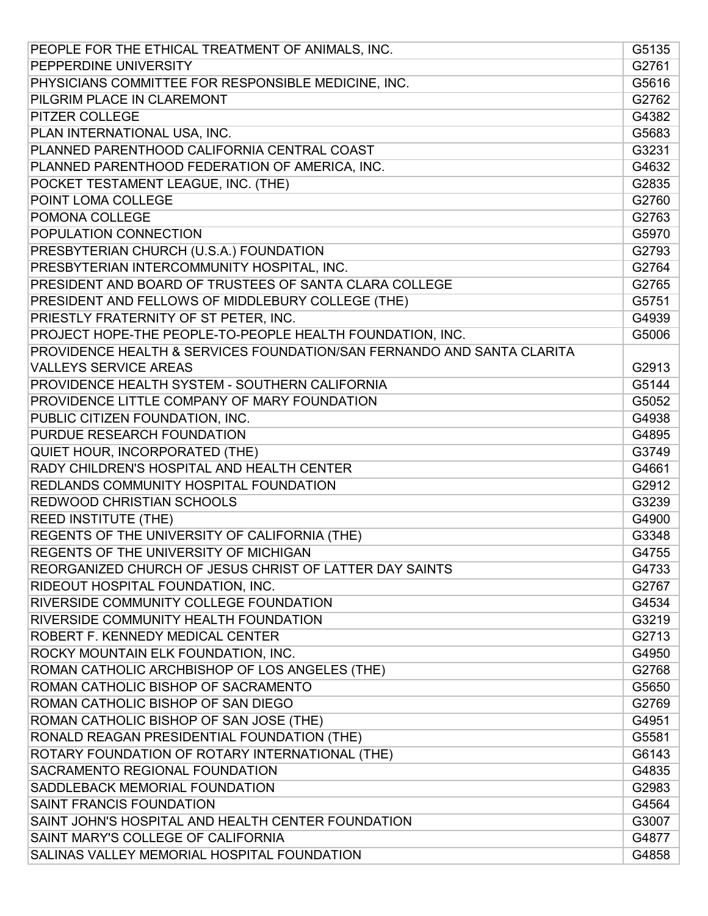| | |
|---|---|
| PEOPLE FOR THE ETHICAL TREATMENT OF ANIMALS, INC. | G5135 |
| PEPPERDINE UNIVERSITY | G2761 |
| PHYSICIANS COMMITTEE FOR RESPONSIBLE MEDICINE, INC. | G5616 |
| PILGRIM PLACE IN CLAREMONT | G2762 |
| PITZER COLLEGE | G4382 |
| PLAN INTERNATIONAL USA, INC. | G5683 |
| PLANNED PARENTHOOD CALIFORNIA CENTRAL COAST | G3231 |
| PLANNED PARENTHOOD FEDERATION OF AMERICA, INC. | G4632 |
| POCKET TESTAMENT LEAGUE, INC. (THE) | G2835 |
| POINT LOMA COLLEGE | G2760 |
| POMONA COLLEGE | G2763 |
| POPULATION CONNECTION | G5970 |
| PRESBYTERIAN CHURCH (U.S.A.) FOUNDATION | G2793 |
| PRESBYTERIAN INTERCOMMUNITY HOSPITAL, INC. | G2764 |
| PRESIDENT AND BOARD OF TRUSTEES OF SANTA CLARA COLLEGE | G2765 |
| PRESIDENT AND FELLOWS OF MIDDLEBURY COLLEGE (THE) | G5751 |
| PRIESTLY FRATERNITY OF ST PETER, INC. | G4939 |
| PROJECT HOPE-THE PEOPLE-TO-PEOPLE HEALTH FOUNDATION, INC. | G5006 |
| PROVIDENCE HEALTH & SERVICES FOUNDATION/SAN FERNANDO AND SANTA CLARITA VALLEYS SERVICE AREAS | G2913 |
| PROVIDENCE HEALTH SYSTEM - SOUTHERN CALIFORNIA | G5144 |
| PROVIDENCE LITTLE COMPANY OF MARY FOUNDATION | G5052 |
| PUBLIC CITIZEN FOUNDATION, INC. | G4938 |
| PURDUE RESEARCH FOUNDATION | G4895 |
| QUIET HOUR, INCORPORATED (THE) | G3749 |
| RADY CHILDREN'S HOSPITAL AND HEALTH CENTER | G4661 |
| REDLANDS COMMUNITY HOSPITAL FOUNDATION | G2912 |
| REDWOOD CHRISTIAN SCHOOLS | G3239 |
| REED INSTITUTE (THE) | G4900 |
| REGENTS OF THE UNIVERSITY OF CALIFORNIA (THE) | G3348 |
| REGENTS OF THE UNIVERSITY OF MICHIGAN | G4755 |
| REORGANIZED CHURCH OF JESUS CHRIST OF LATTER DAY SAINTS | G4733 |
| RIDEOUT HOSPITAL FOUNDATION, INC. | G2767 |
| RIVERSIDE COMMUNITY COLLEGE FOUNDATION | G4534 |
| RIVERSIDE COMMUNITY HEALTH FOUNDATION | G3219 |
| ROBERT F. KENNEDY MEDICAL CENTER | G2713 |
| ROCKY MOUNTAIN ELK FOUNDATION, INC. | G4950 |
| ROMAN CATHOLIC ARCHBISHOP OF LOS ANGELES (THE) | G2768 |
| ROMAN CATHOLIC BISHOP OF SACRAMENTO | G5650 |
| ROMAN CATHOLIC BISHOP OF SAN DIEGO | G2769 |
| ROMAN CATHOLIC BISHOP OF SAN JOSE (THE) | G4951 |
| RONALD REAGAN PRESIDENTIAL FOUNDATION (THE) | G5581 |
| ROTARY FOUNDATION OF ROTARY INTERNATIONAL (THE) | G6143 |
| SACRAMENTO REGIONAL FOUNDATION | G4835 |
| SADDLEBACK MEMORIAL FOUNDATION | G2983 |
| SAINT FRANCIS FOUNDATION | G4564 |
| SAINT JOHN'S HOSPITAL AND HEALTH CENTER FOUNDATION | G3007 |
| SAINT MARY'S COLLEGE OF CALIFORNIA | G4877 |
| SALINAS VALLEY MEMORIAL HOSPITAL FOUNDATION | G4858 |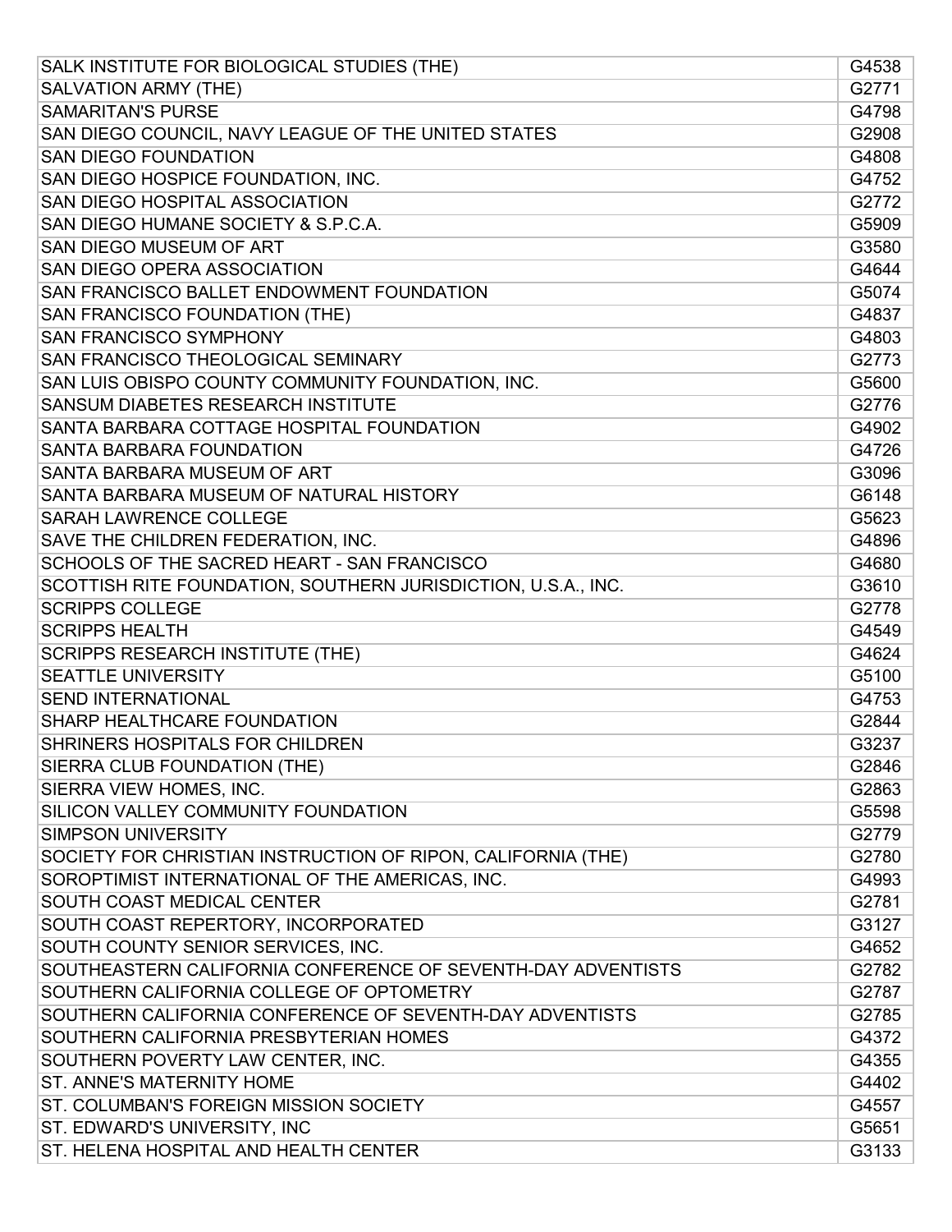| | |
|---|---|
| SALK INSTITUTE FOR BIOLOGICAL STUDIES (THE) | G4538 |
| SALVATION ARMY (THE) | G2771 |
| SAMARITAN'S PURSE | G4798 |
| SAN DIEGO COUNCIL, NAVY LEAGUE OF THE UNITED STATES | G2908 |
| SAN DIEGO FOUNDATION | G4808 |
| SAN DIEGO HOSPICE FOUNDATION, INC. | G4752 |
| SAN DIEGO HOSPITAL ASSOCIATION | G2772 |
| SAN DIEGO HUMANE SOCIETY & S.P.C.A. | G5909 |
| SAN DIEGO MUSEUM OF ART | G3580 |
| SAN DIEGO OPERA ASSOCIATION | G4644 |
| SAN FRANCISCO BALLET ENDOWMENT FOUNDATION | G5074 |
| SAN FRANCISCO FOUNDATION (THE) | G4837 |
| SAN FRANCISCO SYMPHONY | G4803 |
| SAN FRANCISCO THEOLOGICAL SEMINARY | G2773 |
| SAN LUIS OBISPO COUNTY COMMUNITY FOUNDATION, INC. | G5600 |
| SANSUM DIABETES RESEARCH INSTITUTE | G2776 |
| SANTA BARBARA COTTAGE HOSPITAL FOUNDATION | G4902 |
| SANTA BARBARA FOUNDATION | G4726 |
| SANTA BARBARA MUSEUM OF ART | G3096 |
| SANTA BARBARA MUSEUM OF NATURAL HISTORY | G6148 |
| SARAH LAWRENCE COLLEGE | G5623 |
| SAVE THE CHILDREN FEDERATION, INC. | G4896 |
| SCHOOLS OF THE SACRED HEART - SAN FRANCISCO | G4680 |
| SCOTTISH RITE FOUNDATION, SOUTHERN JURISDICTION, U.S.A., INC. | G3610 |
| SCRIPPS COLLEGE | G2778 |
| SCRIPPS HEALTH | G4549 |
| SCRIPPS RESEARCH INSTITUTE (THE) | G4624 |
| SEATTLE UNIVERSITY | G5100 |
| SEND INTERNATIONAL | G4753 |
| SHARP HEALTHCARE FOUNDATION | G2844 |
| SHRINERS HOSPITALS FOR CHILDREN | G3237 |
| SIERRA CLUB FOUNDATION (THE) | G2846 |
| SIERRA VIEW HOMES, INC. | G2863 |
| SILICON VALLEY COMMUNITY FOUNDATION | G5598 |
| SIMPSON UNIVERSITY | G2779 |
| SOCIETY FOR CHRISTIAN INSTRUCTION OF RIPON, CALIFORNIA (THE) | G2780 |
| SOROPTIMIST INTERNATIONAL OF THE AMERICAS, INC. | G4993 |
| SOUTH COAST MEDICAL CENTER | G2781 |
| SOUTH COAST REPERTORY, INCORPORATED | G3127 |
| SOUTH COUNTY SENIOR SERVICES, INC. | G4652 |
| SOUTHEASTERN CALIFORNIA CONFERENCE OF SEVENTH-DAY ADVENTISTS | G2782 |
| SOUTHERN CALIFORNIA COLLEGE OF OPTOMETRY | G2787 |
| SOUTHERN CALIFORNIA CONFERENCE OF SEVENTH-DAY ADVENTISTS | G2785 |
| SOUTHERN CALIFORNIA PRESBYTERIAN HOMES | G4372 |
| SOUTHERN POVERTY LAW CENTER, INC. | G4355 |
| ST. ANNE'S MATERNITY HOME | G4402 |
| ST. COLUMBAN'S FOREIGN MISSION SOCIETY | G4557 |
| ST. EDWARD'S UNIVERSITY, INC | G5651 |
| ST. HELENA HOSPITAL AND HEALTH CENTER | G3133 |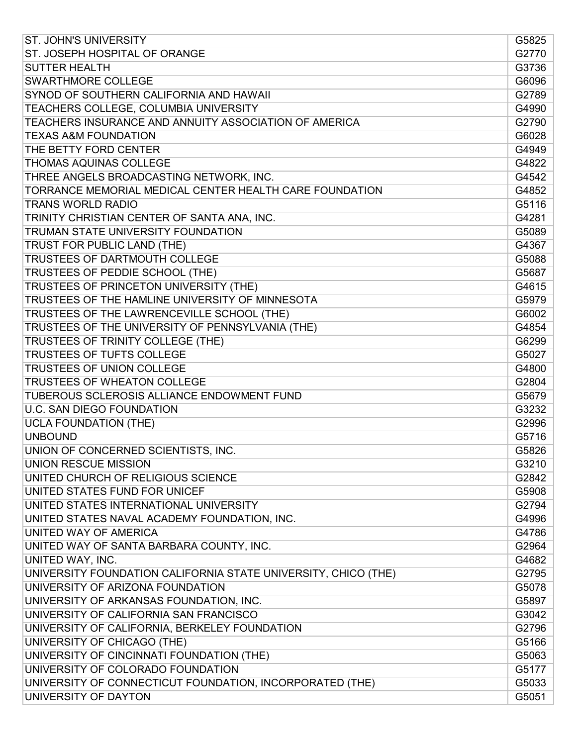| | |
|---|---|
| ST. JOHN'S UNIVERSITY | G5825 |
| ST. JOSEPH HOSPITAL OF ORANGE | G2770 |
| SUTTER HEALTH | G3736 |
| SWARTHMORE COLLEGE | G6096 |
| SYNOD OF SOUTHERN CALIFORNIA AND HAWAII | G2789 |
| TEACHERS COLLEGE, COLUMBIA UNIVERSITY | G4990 |
| TEACHERS INSURANCE AND ANNUITY ASSOCIATION OF AMERICA | G2790 |
| TEXAS A&M FOUNDATION | G6028 |
| THE BETTY FORD CENTER | G4949 |
| THOMAS AQUINAS COLLEGE | G4822 |
| THREE ANGELS BROADCASTING NETWORK, INC. | G4542 |
| TORRANCE MEMORIAL MEDICAL CENTER HEALTH CARE FOUNDATION | G4852 |
| TRANS WORLD RADIO | G5116 |
| TRINITY CHRISTIAN CENTER OF SANTA ANA, INC. | G4281 |
| TRUMAN STATE UNIVERSITY FOUNDATION | G5089 |
| TRUST FOR PUBLIC LAND (THE) | G4367 |
| TRUSTEES OF DARTMOUTH COLLEGE | G5088 |
| TRUSTEES OF PEDDIE SCHOOL (THE) | G5687 |
| TRUSTEES OF PRINCETON UNIVERSITY (THE) | G4615 |
| TRUSTEES OF THE HAMLINE UNIVERSITY OF MINNESOTA | G5979 |
| TRUSTEES OF THE LAWRENCEVILLE SCHOOL (THE) | G6002 |
| TRUSTEES OF THE UNIVERSITY OF PENNSYLVANIA (THE) | G4854 |
| TRUSTEES OF TRINITY COLLEGE (THE) | G6299 |
| TRUSTEES OF TUFTS COLLEGE | G5027 |
| TRUSTEES OF UNION COLLEGE | G4800 |
| TRUSTEES OF WHEATON COLLEGE | G2804 |
| TUBEROUS SCLEROSIS ALLIANCE ENDOWMENT FUND | G5679 |
| U.C. SAN DIEGO FOUNDATION | G3232 |
| UCLA FOUNDATION (THE) | G2996 |
| UNBOUND | G5716 |
| UNION OF CONCERNED SCIENTISTS, INC. | G5826 |
| UNION RESCUE MISSION | G3210 |
| UNITED CHURCH OF RELIGIOUS SCIENCE | G2842 |
| UNITED STATES FUND FOR UNICEF | G5908 |
| UNITED STATES INTERNATIONAL UNIVERSITY | G2794 |
| UNITED STATES NAVAL ACADEMY FOUNDATION, INC. | G4996 |
| UNITED WAY OF AMERICA | G4786 |
| UNITED WAY OF SANTA BARBARA COUNTY, INC. | G2964 |
| UNITED WAY, INC. | G4682 |
| UNIVERSITY FOUNDATION CALIFORNIA STATE UNIVERSITY, CHICO (THE) | G2795 |
| UNIVERSITY OF ARIZONA FOUNDATION | G5078 |
| UNIVERSITY OF ARKANSAS FOUNDATION, INC. | G5897 |
| UNIVERSITY OF CALIFORNIA SAN FRANCISCO | G3042 |
| UNIVERSITY OF CALIFORNIA, BERKELEY FOUNDATION | G2796 |
| UNIVERSITY OF CHICAGO (THE) | G5166 |
| UNIVERSITY OF CINCINNATI FOUNDATION (THE) | G5063 |
| UNIVERSITY OF COLORADO FOUNDATION | G5177 |
| UNIVERSITY OF CONNECTICUT FOUNDATION, INCORPORATED (THE) | G5033 |
| UNIVERSITY OF DAYTON | G5051 |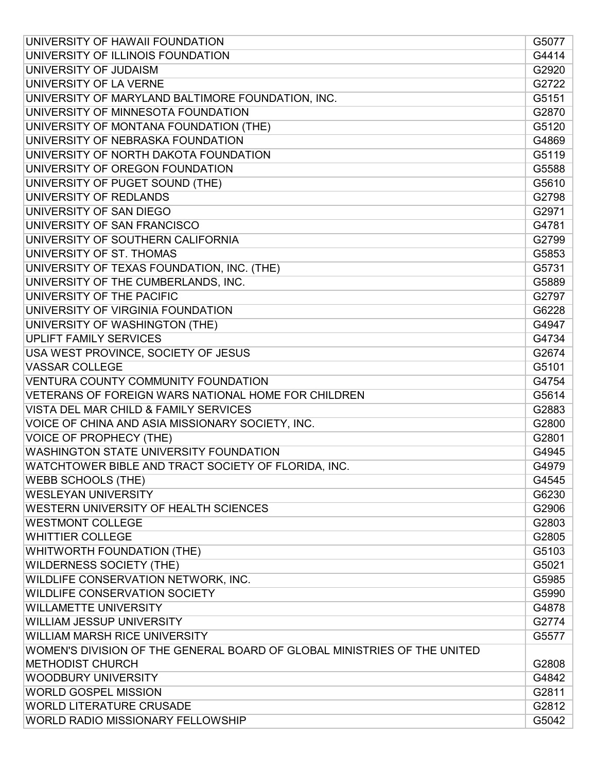| | |
|---|---|
| UNIVERSITY OF HAWAII FOUNDATION | G5077 |
| UNIVERSITY OF ILLINOIS FOUNDATION | G4414 |
| UNIVERSITY OF JUDAISM | G2920 |
| UNIVERSITY OF LA VERNE | G2722 |
| UNIVERSITY OF MARYLAND BALTIMORE FOUNDATION, INC. | G5151 |
| UNIVERSITY OF MINNESOTA FOUNDATION | G2870 |
| UNIVERSITY OF MONTANA FOUNDATION (THE) | G5120 |
| UNIVERSITY OF NEBRASKA FOUNDATION | G4869 |
| UNIVERSITY OF NORTH DAKOTA FOUNDATION | G5119 |
| UNIVERSITY OF OREGON FOUNDATION | G5588 |
| UNIVERSITY OF PUGET SOUND (THE) | G5610 |
| UNIVERSITY OF REDLANDS | G2798 |
| UNIVERSITY OF SAN DIEGO | G2971 |
| UNIVERSITY OF SAN FRANCISCO | G4781 |
| UNIVERSITY OF SOUTHERN CALIFORNIA | G2799 |
| UNIVERSITY OF ST. THOMAS | G5853 |
| UNIVERSITY OF TEXAS FOUNDATION, INC. (THE) | G5731 |
| UNIVERSITY OF THE CUMBERLANDS, INC. | G5889 |
| UNIVERSITY OF THE PACIFIC | G2797 |
| UNIVERSITY OF VIRGINIA FOUNDATION | G6228 |
| UNIVERSITY OF WASHINGTON (THE) | G4947 |
| UPLIFT FAMILY SERVICES | G4734 |
| USA WEST PROVINCE, SOCIETY OF JESUS | G2674 |
| VASSAR COLLEGE | G5101 |
| VENTURA COUNTY COMMUNITY FOUNDATION | G4754 |
| VETERANS OF FOREIGN WARS NATIONAL HOME FOR CHILDREN | G5614 |
| VISTA DEL MAR CHILD & FAMILY SERVICES | G2883 |
| VOICE OF CHINA AND ASIA MISSIONARY SOCIETY, INC. | G2800 |
| VOICE OF PROPHECY (THE) | G2801 |
| WASHINGTON STATE UNIVERSITY FOUNDATION | G4945 |
| WATCHTOWER BIBLE AND TRACT SOCIETY OF FLORIDA, INC. | G4979 |
| WEBB SCHOOLS (THE) | G4545 |
| WESLEYAN UNIVERSITY | G6230 |
| WESTERN UNIVERSITY OF HEALTH SCIENCES | G2906 |
| WESTMONT COLLEGE | G2803 |
| WHITTIER COLLEGE | G2805 |
| WHITWORTH FOUNDATION (THE) | G5103 |
| WILDERNESS SOCIETY (THE) | G5021 |
| WILDLIFE CONSERVATION NETWORK, INC. | G5985 |
| WILDLIFE CONSERVATION SOCIETY | G5990 |
| WILLAMETTE UNIVERSITY | G4878 |
| WILLIAM JESSUP UNIVERSITY | G2774 |
| WILLIAM MARSH RICE UNIVERSITY | G5577 |
| WOMEN'S DIVISION OF THE GENERAL BOARD OF GLOBAL MINISTRIES OF THE UNITED METHODIST CHURCH | G2808 |
| WOODBURY UNIVERSITY | G4842 |
| WORLD GOSPEL MISSION | G2811 |
| WORLD LITERATURE CRUSADE | G2812 |
| WORLD RADIO MISSIONARY FELLOWSHIP | G5042 |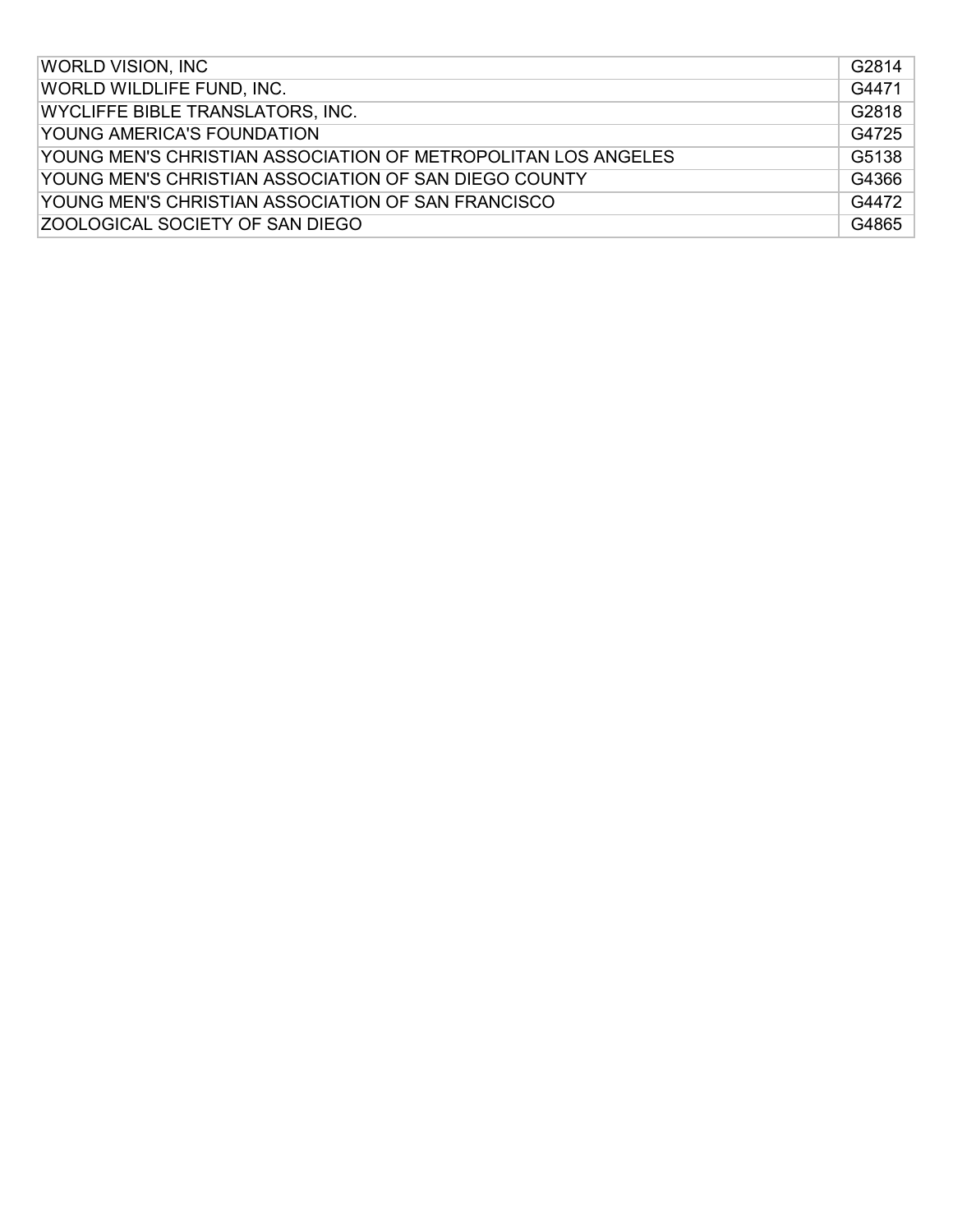| | |
|---|---|
| WORLD VISION, INC | G2814 |
| WORLD WILDLIFE FUND, INC. | G4471 |
| WYCLIFFE BIBLE TRANSLATORS, INC. | G2818 |
| YOUNG AMERICA'S FOUNDATION | G4725 |
| YOUNG MEN'S CHRISTIAN ASSOCIATION OF METROPOLITAN LOS ANGELES | G5138 |
| YOUNG MEN'S CHRISTIAN ASSOCIATION OF SAN DIEGO COUNTY | G4366 |
| YOUNG MEN'S CHRISTIAN ASSOCIATION OF SAN FRANCISCO | G4472 |
| ZOOLOGICAL SOCIETY OF SAN DIEGO | G4865 |